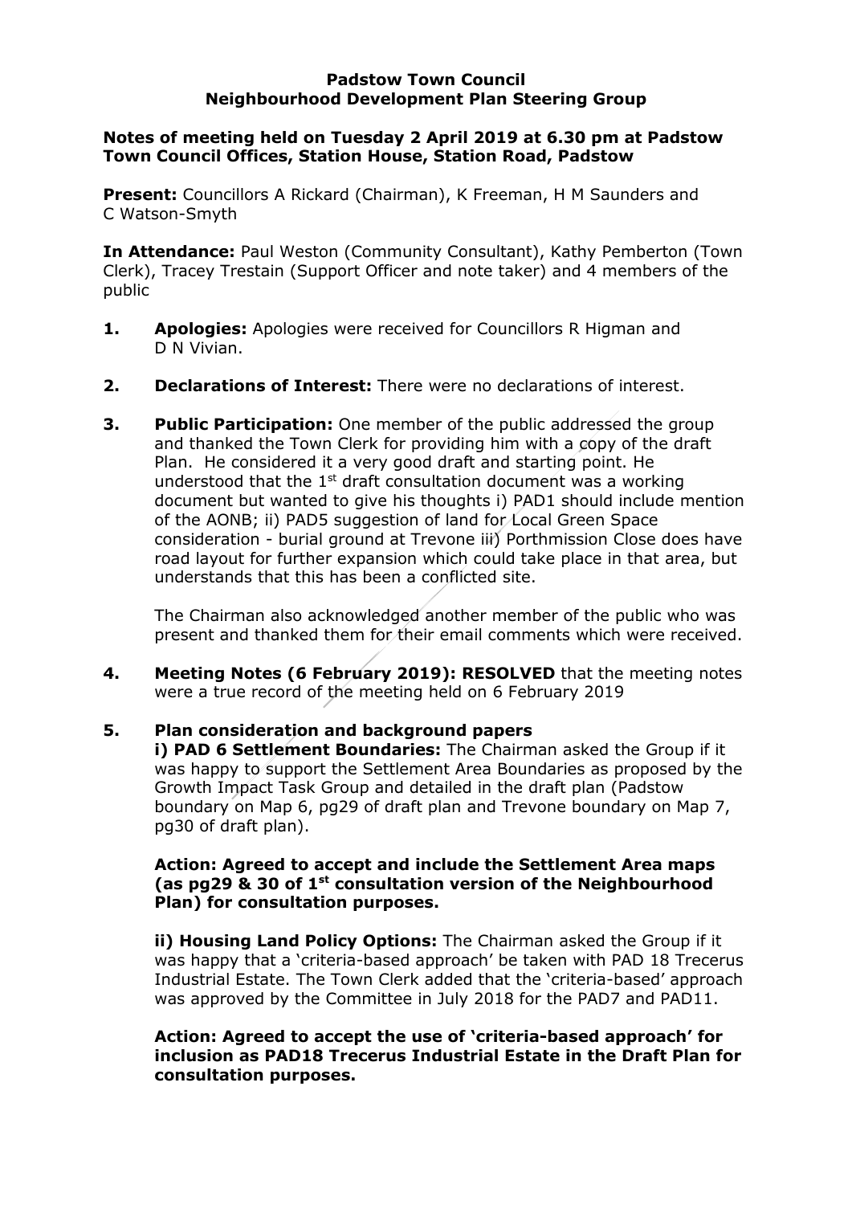# Padstow Town Council
## Neighbourhood Development Plan Steering Group

**Notes of meeting held on Tuesday 2 April 2019 at 6.30 pm at Padstow Town Council Offices, Station House, Station Road, Padstow**

**Present:** Councillors A Rickard (Chairman), K Freeman, H M Saunders and C Watson-Smyth

**In Attendance:** Paul Weston (Community Consultant), Kathy Pemberton (Town Clerk), Tracey Trestain (Support Officer and note taker) and 4 members of the public

1. **Apologies:** Apologies were received for Councillors R Higman and D N Vivian.

2. **Declarations of Interest:** There were no declarations of interest.

3. **Public Participation:** One member of the public addressed the group and thanked the Town Clerk for providing him with a copy of the draft Plan. He considered it a very good draft and starting point. He understood that the 1st draft consultation document was a working document but wanted to give his thoughts i) PAD1 should include mention of the AONB; ii) PAD5 suggestion of land for Local Green Space consideration - burial ground at Trevone iii) Porthmission Close does have road layout for further expansion which could take place in that area, but understands that this has been a conflicted site.

   The Chairman also acknowledged another member of the public who was present and thanked them for their email comments which were received.

4. **Meeting Notes (6 February 2019): RESOLVED** that the meeting notes were a true record of the meeting held on 6 February 2019

5. **Plan consideration and background papers**

   **i) PAD 6 Settlement Boundaries:** The Chairman asked the Group if it was happy to support the Settlement Area Boundaries as proposed by the Growth Impact Task Group and detailed in the draft plan (Padstow boundary on Map 6, pg29 of draft plan and Trevone boundary on Map 7, pg30 of draft plan).

   **Action: Agreed to accept and include the Settlement Area maps (as pg29 & 30 of 1st consultation version of the Neighbourhood Plan) for consultation purposes.**

   **ii) Housing Land Policy Options:** The Chairman asked the Group if it was happy that a 'criteria-based approach' be taken with PAD 18 Trecerus Industrial Estate. The Town Clerk added that the 'criteria-based' approach was approved by the Committee in July 2018 for the PAD7 and PAD11.

   **Action: Agreed to accept the use of 'criteria-based approach' for inclusion as PAD18 Trecerus Industrial Estate in the Draft Plan for consultation purposes.**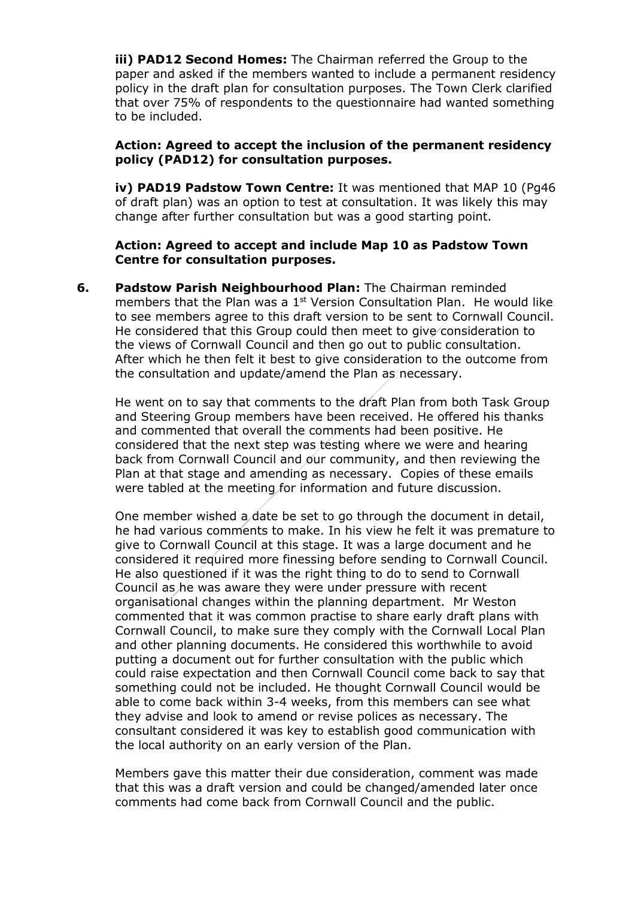**iii) PAD12 Second Homes:** The Chairman referred the Group to the paper and asked if the members wanted to include a permanent residency policy in the draft plan for consultation purposes. The Town Clerk clarified that over 75% of respondents to the questionnaire had wanted something to be included.

**Action: Agreed to accept the inclusion of the permanent residency policy (PAD12) for consultation purposes.**

**iv) PAD19 Padstow Town Centre:** It was mentioned that MAP 10 (Pg46 of draft plan) was an option to test at consultation. It was likely this may change after further consultation but was a good starting point.

**Action: Agreed to accept and include Map 10 as Padstow Town Centre for consultation purposes.**

**6. Padstow Parish Neighbourhood Plan:** The Chairman reminded members that the Plan was a 1st Version Consultation Plan. He would like to see members agree to this draft version to be sent to Cornwall Council. He considered that this Group could then meet to give consideration to the views of Cornwall Council and then go out to public consultation. After which he then felt it best to give consideration to the outcome from the consultation and update/amend the Plan as necessary.

He went on to say that comments to the draft Plan from both Task Group and Steering Group members have been received. He offered his thanks and commented that overall the comments had been positive. He considered that the next step was testing where we were and hearing back from Cornwall Council and our community, and then reviewing the Plan at that stage and amending as necessary. Copies of these emails were tabled at the meeting for information and future discussion.

One member wished a date be set to go through the document in detail, he had various comments to make. In his view he felt it was premature to give to Cornwall Council at this stage. It was a large document and he considered it required more finessing before sending to Cornwall Council. He also questioned if it was the right thing to do to send to Cornwall Council as he was aware they were under pressure with recent organisational changes within the planning department. Mr Weston commented that it was common practise to share early draft plans with Cornwall Council, to make sure they comply with the Cornwall Local Plan and other planning documents. He considered this worthwhile to avoid putting a document out for further consultation with the public which could raise expectation and then Cornwall Council come back to say that something could not be included. He thought Cornwall Council would be able to come back within 3-4 weeks, from this members can see what they advise and look to amend or revise polices as necessary. The consultant considered it was key to establish good communication with the local authority on an early version of the Plan.

Members gave this matter their due consideration, comment was made that this was a draft version and could be changed/amended later once comments had come back from Cornwall Council and the public.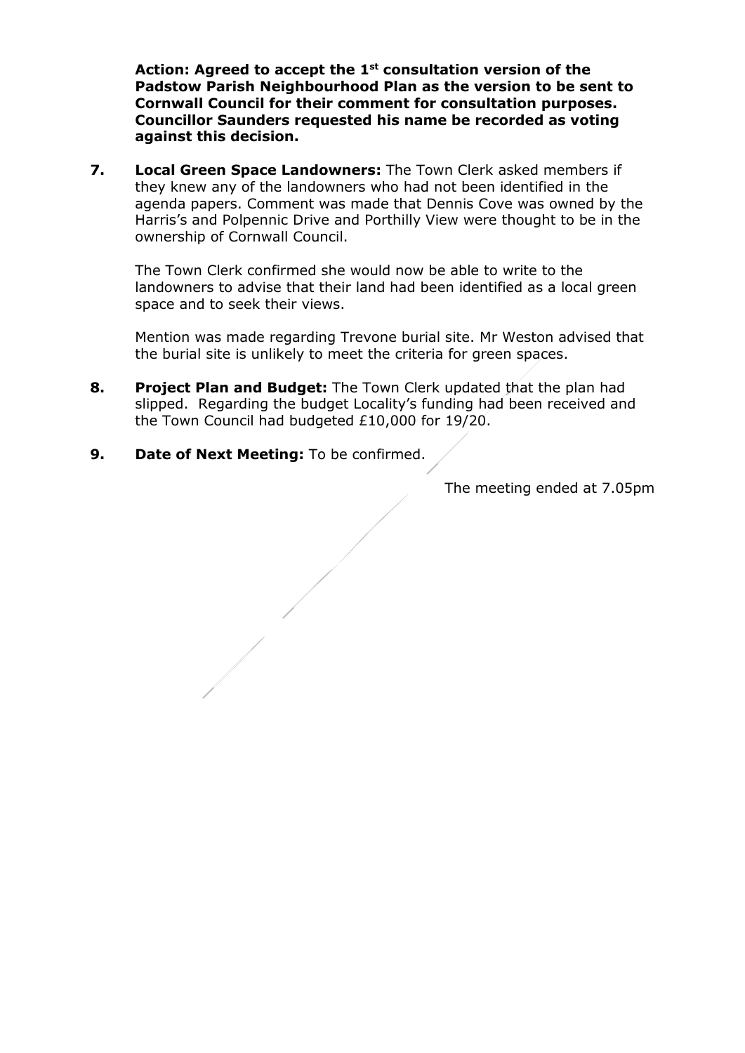**Action: Agreed to accept the 1st consultation version of the Padstow Parish Neighbourhood Plan as the version to be sent to Cornwall Council for their comment for consultation purposes. Councillor Saunders requested his name be recorded as voting against this decision.**

**7. Local Green Space Landowners:** The Town Clerk asked members if they knew any of the landowners who had not been identified in the agenda papers. Comment was made that Dennis Cove was owned by the Harris's and Polpennic Drive and Porthilly View were thought to be in the ownership of Cornwall Council.

The Town Clerk confirmed she would now be able to write to the landowners to advise that their land had been identified as a local green space and to seek their views.

Mention was made regarding Trevone burial site. Mr Weston advised that the burial site is unlikely to meet the criteria for green spaces.

**8. Project Plan and Budget:** The Town Clerk updated that the plan had slipped. Regarding the budget Locality's funding had been received and the Town Council had budgeted £10,000 for 19/20.

**9. Date of Next Meeting:** To be confirmed.

The meeting ended at 7.05pm